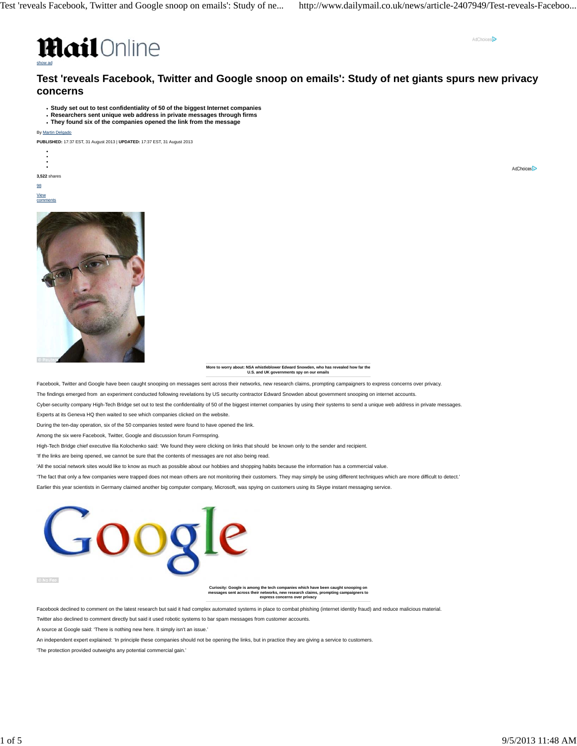# Test 'reveals Facebook, Twitter and Google snoop on emails': Study of net giants spurs new privacy concerns

- **Study set out to test confidentiality of 50 of the biggest Internet companies**
- **Researchers sent unique web address in private messages through firms**
- **They found six of the companies opened the link from the message**

By Martin Delgado

**PUBLISHED:** 17:37 EST, 31 August 2013 | **UPDATED:** 17:37 EST, 31 August 2013

**3,522** shares

98

View comments

**More to worry about: NSA whistleblower Edward Snowden, who has revealed how far the U.S. and UK governments spy on our emails**

Facebook, Twitter and Google have been caught snooping on messages sent across their networks, new research claims, prompting campaigners to express concerns over privacy.

The findings emerged from an experiment conducted following revelations by US security contractor Edward Snowden about government snooping on internet accounts.

Cyber-security company High-Tech Bridge set out to test the confidentiality of 50 of the biggest internet companies by using their systems to send a unique web address in private messages.

Experts at its Geneva HQ then waited to see which companies clicked on the website.

During the ten-day operation, six of the 50 companies tested were found to have opened the link.

Among the six were Facebook, Twitter, Google and discussion forum Formspring.

High-Tech Bridge chief executive Ilia Kolochenko said: 'We found they were clicking on links that should be known only to the sender and recipient.

'If the links are being opened, we cannot be sure that the contents of messages are not also being read.

'All the social network sites would like to know as much as possible about our hobbies and shopping habits because the information has a commercial value.

'The fact that only a few companies were trapped does not mean others are not monitoring their customers. They may simply be using different techniques which are more difficult to detect.'

Earlier this year scientists in Germany claimed another big computer company, Microsoft, was spying on customers using its Skype instant messaging service.

**Curiosity: Google is among the tech companies which have been caught snooping on messages sent across their networks, new research claims, prompting campaigners to express concerns over privacy**

Facebook declined to comment on the latest research but said it had complex automated systems in place to combat phishing (internet identity fraud) and reduce malicious material.

Twitter also declined to comment directly but said it used robotic systems to bar spam messages from customer accounts.

A source at Google said: 'There is nothing new here. It simply isn't an issue.'

An independent expert explained: 'In principle these companies should not be opening the links, but in practice they are giving a service to customers.

'The protection provided outweighs any potential commercial gain.'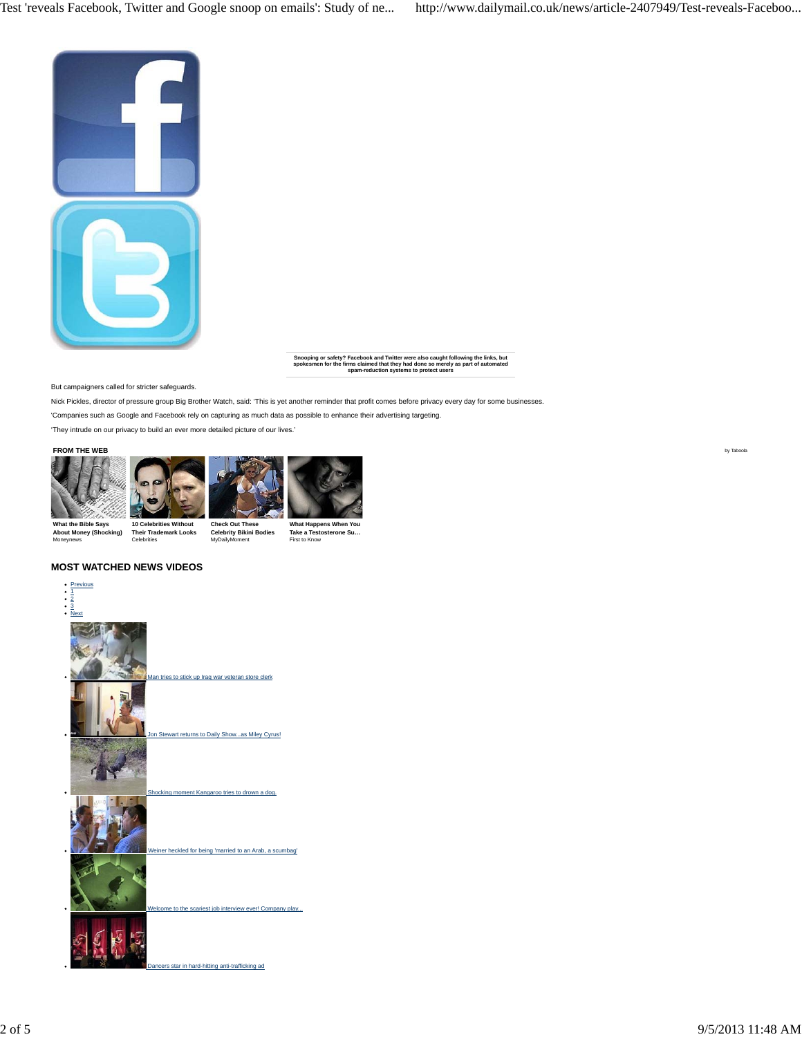Snooping or safety? Facebook and Twitter were also caught following the links, but spokesmen for the firms claimed that they had done so merely as part of automated spam-reduction systems to protect users

But campaigners called for stricter safeguards.

Nick Pickles, director of pressure group Big Brother Watch, said: 'This is yet another reminder that profit comes before privacy every day for some businesses.

'Companies such as Google and Facebook rely on capturing as much data as possible to enhance their advertising targeting.

'They intrude on our privacy to build an ever more detailed picture of our lives.'

**FROM THE WEB**

by Taboola

- **What the Bible Says About Money (Shocking)** Moneynews
- **10 Celebrities Without Their Trademark Looks** Celebrities
- **Check Out These Celebrity Bikini Bodies** MyDailyMoment
- **What Happens When You Take a Testosterone Su...** First to Know

## MOST WATCHED NEWS VIDEOS

- Previous
- 1
- 2
- 3
- Next

- Man tries to stick up Iraq war veteran store clerk
- Jon Stewart returns to Daily Show...as Miley Cyrus!
- Shocking moment Kangaroo tries to drown a dog.
- Weiner heckled for being 'married to an Arab, a scumbag'
- Welcome to the scariest job interview ever! Company play...
- Dancers star in hard-hitting anti-trafficking ad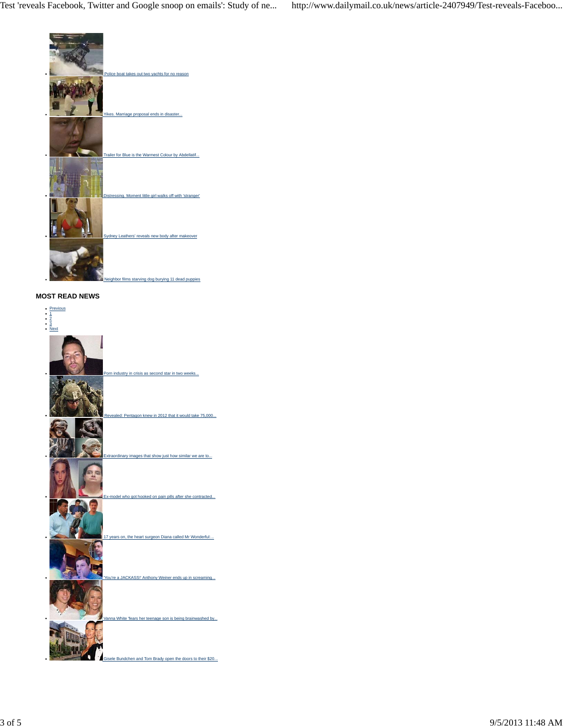- Police boat takes out two yachts for no reason
- Yikes. Marriage proposal ends in disaster...
- Trailer for Blue is the Warmest Colour by Abdellatif...
- Distressing. Moment little girl walks off with 'stranger'
- Sydney Leathers' reveals new body after makeover
- Neighbor films starving dog burying 11 dead puppies

### MOST READ NEWS

- Previous
- 1
- 2
- 3
- Next

- Porn industry in crisis as second star in two weeks...
- Revealed: Pentagon knew in 2012 that it would take 75,000...
- Extraordinary images that show just how similar we are to...
- Ex-model who got hooked on pain pills after she contracted...
- 17 years on, the heart surgeon Diana called Mr Wonderful:...
- 'You're a JACKASS!' Anthony Weiner ends up in screaming...
- Vanna White 'fears her teenage son is being brainwashed by...
- Gisele Bundchen and Tom Brady open the doors to their $20...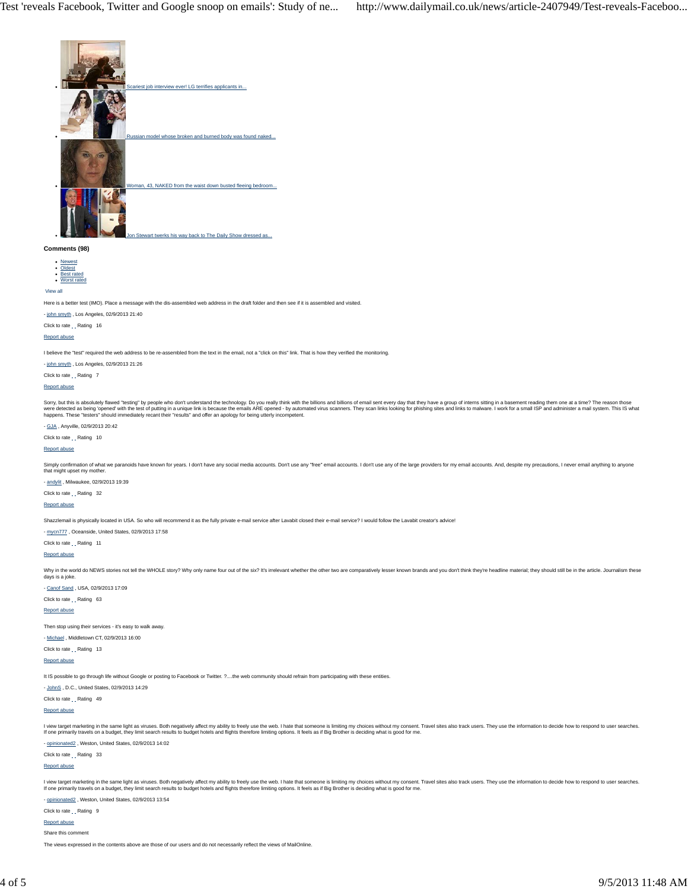- Scariest job interview ever! LG terrifies applicants in...
- Russian model whose broken and burned body was found naked...
- Woman, 43, NAKED from the waist down busted fleeing bedroom...
- Jon Stewart twerks his way back to The Daily Show dressed as...

**Comments (98)**

- Newest
- Oldest
- Best rated
- Worst rated

View all

Here is a better test (IMO). Place a message with the dis-assembled web address in the draft folder and then see if it is assembled and visited.

\- john smyth , Los Angeles, 02/9/2013 21:40

Click to rate _ _ Rating 16

Report abuse

I believe the "test" required the web address to be re-assembled from the text in the email, not a "click on this" link. That is how they verified the monitoring.

\- john smyth , Los Angeles, 02/9/2013 21:26

Click to rate _ _ Rating 7

Report abuse

Sorry, but this is absolutely flawed "testing" by people who don't understand the technology. Do you really think with the billions and billions of email sent every day that they have a group of interns sitting in a basement reading them one at a time? The reason those were detected as being 'opened' with the test of putting in a unique link is because the emails ARE opened - by automated virus scanners. They scan links looking for phishing sites and links to malware. I work for a small ISP and administer a mail system. This IS what happens. These "testers" should immediately recant their "results" and offer an apology for being utterly incompetent.

\- GJA , Anyville, 02/9/2013 20:42

Click to rate _ _ Rating 10

Report abuse

Simply confirmation of what we paranoids have known for years. I don't have any social media accounts. Don't use any "free" email accounts. I don't use any of the large providers for my email accounts. And, despite my precautions, I never email anything to anyone that might upset my mother.

\- andylit , Milwaukee, 02/9/2013 19:39

Click to rate _ _ Rating 32

Report abuse

Shazzlemail is physically located in USA. So who will recommend it as the fully private e-mail service after Lavabit closed their e-mail service? I would follow the Lavabit creator's advice!

\- mycn777 , Oceanside, United States, 02/9/2013 17:58

Click to rate _ _ Rating 11

Report abuse

Why in the world do NEWS stories not tell the WHOLE story? Why only name four out of the six? It's irrelevant whether the other two are comparatively lesser known brands and you don't think they're headline material; they should still be in the article. Journalism these days is a joke.

\- Canof Sand , USA, 02/9/2013 17:09

Click to rate _ _ Rating 63

Report abuse

Then stop using their services - it's easy to walk away.

\- Michael , Middletown CT, 02/9/2013 16:00

Click to rate _ _ Rating 13

Report abuse

It IS possible to go through life without Google or posting to Facebook or Twitter. ?....the web community should refrain from participating with these entities.

\- JohnS , D.C., United States, 02/9/2013 14:29

Click to rate _ _ Rating 49

Report abuse

I view target marketing in the same light as viruses. Both negatively affect my ability to freely use the web. I hate that someone is limiting my choices without my consent. Travel sites also track users. They use the information to decide how to respond to user searches. If one primarily travels on a budget, they limit search results to budget hotels and flights therefore limiting options. It feels as if Big Brother is deciding what is good for me.

\- opinionated2 , Weston, United States, 02/9/2013 14:02

Click to rate _ _ Rating 33

Report abuse

I view target marketing in the same light as viruses. Both negatively affect my ability to freely use the web. I hate that someone is limiting my choices without my consent. Travel sites also track users. They use the information to decide how to respond to user searches. If one primarily travels on a budget, they limit search results to budget hotels and flights therefore limiting options. It feels as if Big Brother is deciding what is good for me.

\- opinionated2 , Weston, United States, 02/9/2013 13:54

Click to rate _ _ Rating 9

Report abuse

Share this comment

The views expressed in the contents above are those of our users and do not necessarily reflect the views of MailOnline.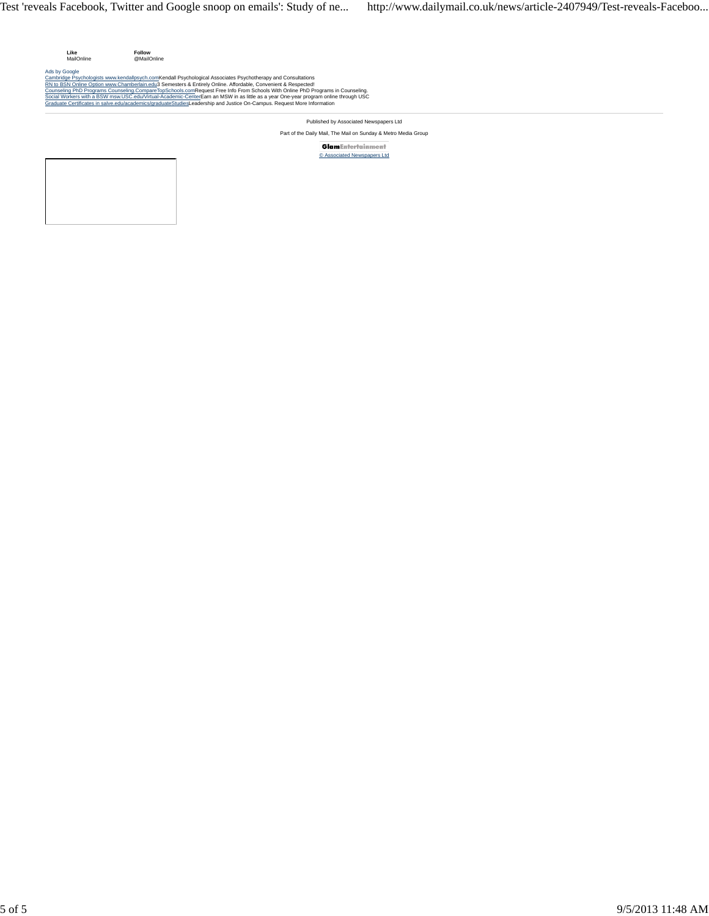**Like**
MailOnline

**Follow**
@MailOnline

Ads by Google
Cambridge Psychologists www.kendallpsych.comKendall Psychological Associates Psychotherapy and Consultations
RN to BSN Online Option www.Chamberlain.edu3 Semesters & Entirely Online. Affordable, Convenient & Respected!
Counseling PhD Programs Counseling.CompareTopSchools.comRequest Free Info From Schools With Online PhD Programs in Counseling.
Social Workers with a BSW msw.USC.edu/Virtual-Academic-CenterEarn an MSW in as little as a year One-year program online through USC
Graduate Certificates in salve.edu/academics/graduateStudiesLeadership and Justice On-Campus. Request More Information

---

Published by Associated Newspapers Ltd

Part of the Daily Mail, The Mail on Sunday & Metro Media Group

GlamEntertainment

© Associated Newspapers Ltd